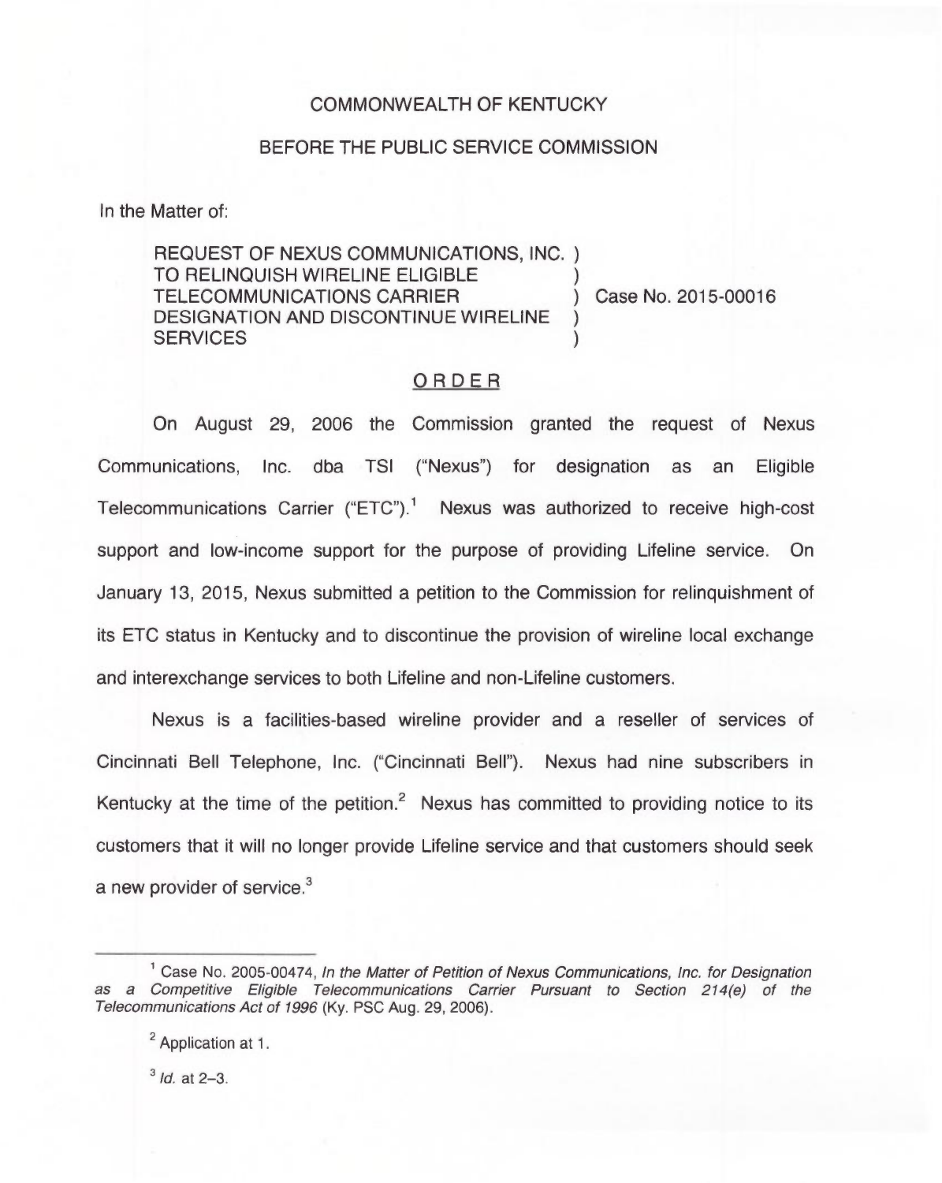COMMONWEALTH OF KENTUCKY

BEFORE THE PUBLIC SERVICE COMMISSION

In the Matter of:

REQUEST OF NEXUS COMMUNICATIONS, INC. TO RELINQUISH WIRELINE ELIGIBLE TELECOMMUNICATIONS CARRIER DESIGNATION AND DISCONTINUE WIRELINE SERVICES ) Case No. 2015-00016

ORDER

On August 29, 2006 the Commission granted the request of Nexus Communications, Inc. dba TSI ("Nexus") for designation as an Eligible Telecommunications Carrier ("ETC").[1] Nexus was authorized to receive high-cost support and low-income support for the purpose of providing Lifeline service. On January 13, 2015, Nexus submitted a petition to the Commission for relinquishment of its ETC status in Kentucky and to discontinue the provision of wireline local exchange and interexchange services to both Lifeline and non-Lifeline customers.

Nexus is a facilities-based wireline provider and a reseller of services of Cincinnati Bell Telephone, Inc. ("Cincinnati Bell"). Nexus had nine subscribers in Kentucky at the time of the petition.[2] Nexus has committed to providing notice to its customers that it will no longer provide Lifeline service and that customers should seek a new provider of service.[3]

---

[1] Case No. 2005-00474, *In the Matter of Petition of Nexus Communications, Inc. for Designation as a Competitive Eligible Telecommunications Carrier Pursuant to Section 214(e) of the Telecommunications Act of 1996* (Ky. PSC Aug. 29, 2006).

[2] Application at 1.

[3] *Id.* at 2–3.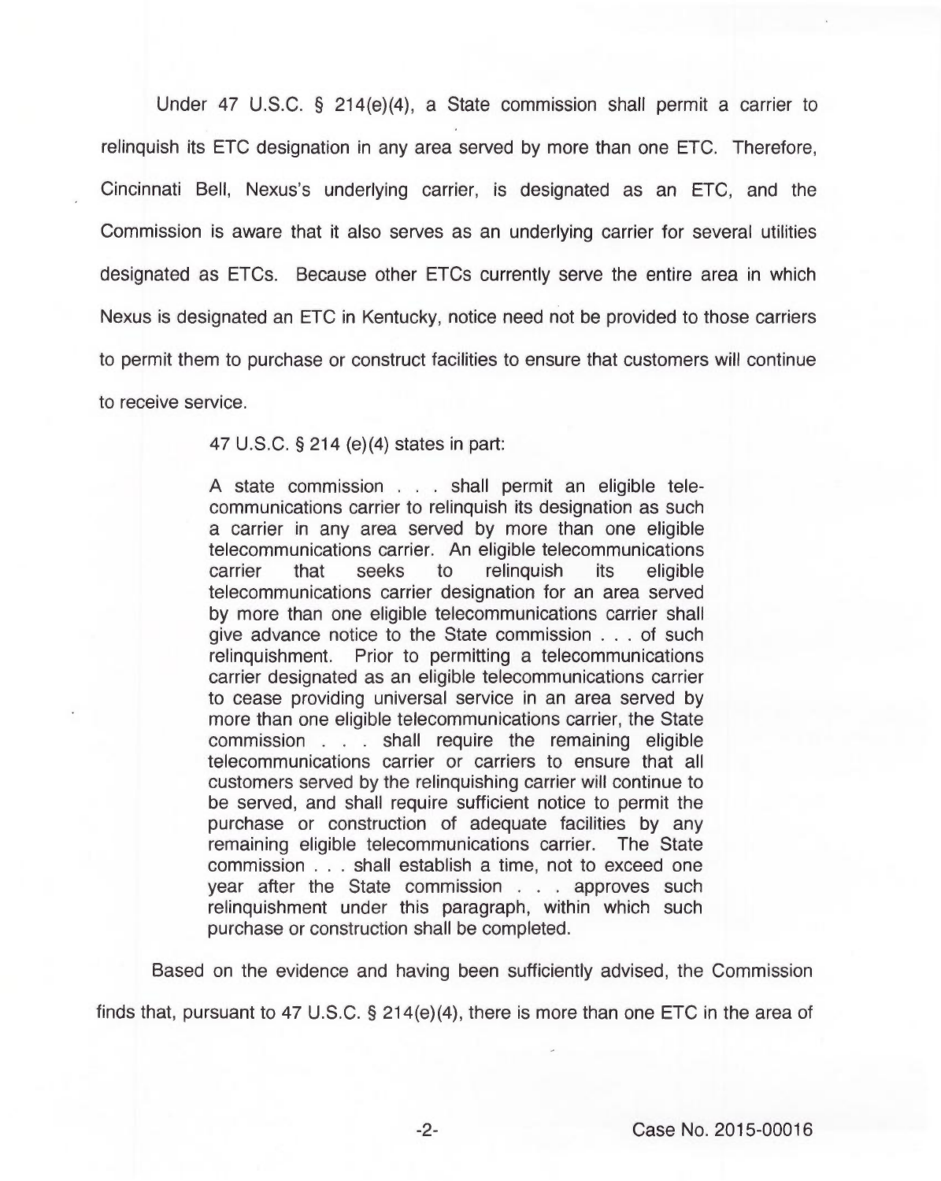Under 47 U.S.C. § 214(e)(4), a State commission shall permit a carrier to relinquish its ETC designation in any area served by more than one ETC. Therefore, Cincinnati Bell, Nexus's underlying carrier, is designated as an ETC, and the Commission is aware that it also serves as an underlying carrier for several utilities designated as ETCs. Because other ETCs currently serve the entire area in which Nexus is designated an ETC in Kentucky, notice need not be provided to those carriers to permit them to purchase or construct facilities to ensure that customers will continue to receive service.

47 U.S.C. § 214 (e)(4) states in part:

> A state commission . . . shall permit an eligible telecommunications carrier to relinquish its designation as such a carrier in any area served by more than one eligible telecommunications carrier. An eligible telecommunications carrier that seeks to relinquish its eligible telecommunications carrier designation for an area served by more than one eligible telecommunications carrier shall give advance notice to the State commission . . . of such relinquishment. Prior to permitting a telecommunications carrier designated as an eligible telecommunications carrier to cease providing universal service in an area served by more than one eligible telecommunications carrier, the State commission . . . shall require the remaining eligible telecommunications carrier or carriers to ensure that all customers served by the relinquishing carrier will continue to be served, and shall require sufficient notice to permit the purchase or construction of adequate facilities by any remaining eligible telecommunications carrier. The State commission . . . shall establish a time, not to exceed one year after the State commission . . . approves such relinquishment under this paragraph, within which such purchase or construction shall be completed.

Based on the evidence and having been sufficiently advised, the Commission finds that, pursuant to 47 U.S.C. § 214(e)(4), there is more than one ETC in the area of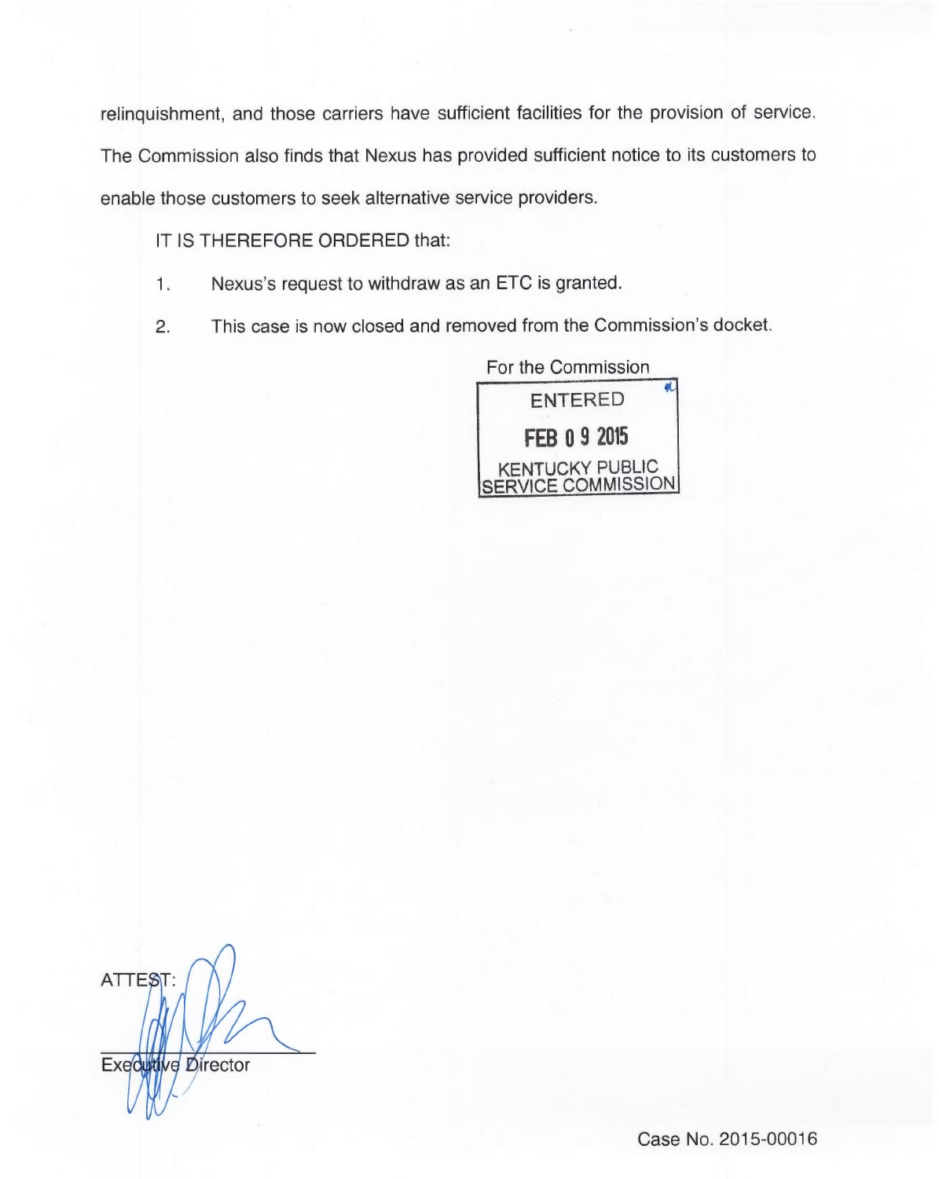relinquishment, and those carriers have sufficient facilities for the provision of service. The Commission also finds that Nexus has provided sufficient notice to its customers to enable those customers to seek alternative service providers.

IT IS THEREFORE ORDERED that:

1. Nexus's request to withdraw as an ETC is granted.

2. This case is now closed and removed from the Commission's docket.

For the Commission

ENTERED

FEB 09 2015

KENTUCKY PUBLIC SERVICE COMMISSION

ATTEST:

Executive Director

Case No. 2015-00016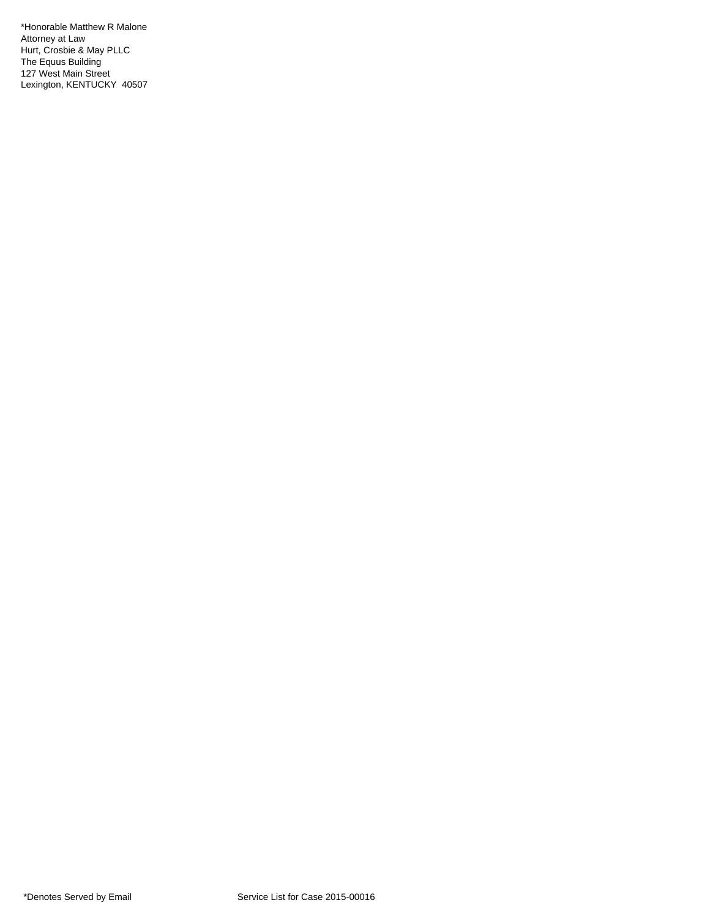*Honorable Matthew R Malone
Attorney at Law
Hurt, Crosbie & May PLLC
The Equus Building
127 West Main Street
Lexington, KENTUCKY 40507

*Denotes Served by Email

Service List for Case 2015-00016